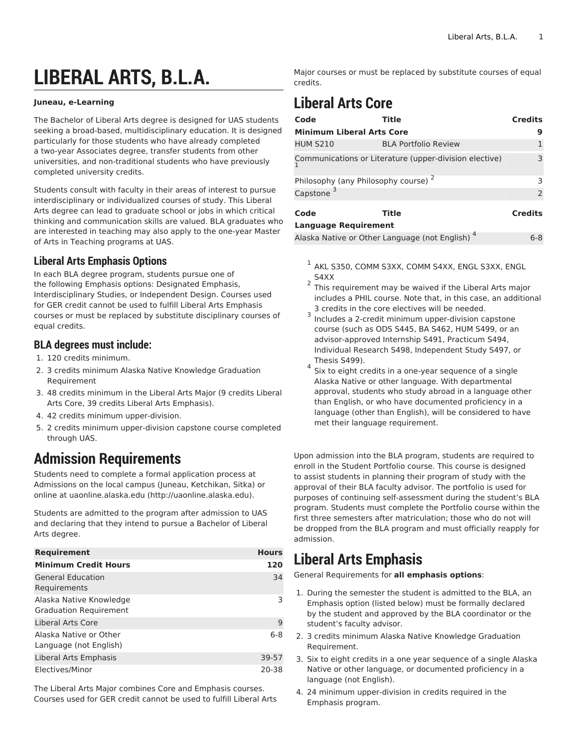# LIBERAL ARTS, B.L.A.

**Juneau, e-Learning**

The Bachelor of Liberal Arts degree is designed for UAS students seeking a broad-based, multidisciplinary education. It is designed particularly for those students who have already completed a two-year Associates degree, transfer students from other universities, and non-traditional students who have previously completed university credits.

Students consult with faculty in their areas of interest to pursue interdisciplinary or individualized courses of study. This Liberal Arts degree can lead to graduate school or jobs in which critical thinking and communication skills are valued. BLA graduates who are interested in teaching may also apply to the one-year Master of Arts in Teaching programs at UAS.

### Liberal Arts Emphasis Options

In each BLA degree program, students pursue one of the following Emphasis options: Designated Emphasis, Interdisciplinary Studies, or Independent Design. Courses used for GER credit cannot be used to fulfill Liberal Arts Emphasis courses or must be replaced by substitute disciplinary courses of equal credits.

### BLA degrees must include:

1. 120 credits minimum.
2. 3 credits minimum Alaska Native Knowledge Graduation Requirement
3. 48 credits minimum in the Liberal Arts Major (9 credits Liberal Arts Core, 39 credits Liberal Arts Emphasis).
4. 42 credits minimum upper-division.
5. 2 credits minimum upper-division capstone course completed through UAS.

## Admission Requirements

Students need to complete a formal application process at Admissions on the local campus (Juneau, Ketchikan, Sitka) or online at uaonline.alaska.edu (http://uaonline.alaska.edu).

Students are admitted to the program after admission to UAS and declaring that they intend to pursue a Bachelor of Liberal Arts degree.

| Requirement | Hours |
|---|---|
| **Minimum Credit Hours** | **120** |
| General Education Requirements | 34 |
| Alaska Native Knowledge Graduation Requirement | 3 |
| Liberal Arts Core | 9 |
| Alaska Native or Other Language (not English) | 6-8 |
| Liberal Arts Emphasis | 39-57 |
| Electives/Minor | 20-38 |

The Liberal Arts Major combines Core and Emphasis courses. Courses used for GER credit cannot be used to fulfill Liberal Arts Major courses or must be replaced by substitute courses of equal credits.

## Liberal Arts Core

| Code | Title | Credits |
|---|---|---|
| **Minimum Liberal Arts Core** | | **9** |
| HUM S210 | BLA Portfolio Review | 1 |
| Communications or Literature (upper-division elective) [1] | | 3 |
| Philosophy (any Philosophy course) [2] | | 3 |
| Capstone [3] | | 2 |

| Code | Title | Credits |
|---|---|---|
| **Language Requirement** | | |
| Alaska Native or Other Language (not English) [4] | | 6-8 |

[1] AKL S350, COMM S3XX, COMM S4XX, ENGL S3XX, ENGL S4XX

[2] This requirement may be waived if the Liberal Arts major includes a PHIL course. Note that, in this case, an additional 3 credits in the core electives will be needed.

[3] Includes a 2-credit minimum upper-division capstone course (such as ODS S445, BA S462, HUM S499, or an advisor-approved Internship S491, Practicum S494, Individual Research S498, Independent Study S497, or Thesis S499).

[4] Six to eight credits in a one-year sequence of a single Alaska Native or other language. With departmental approval, students who study abroad in a language other than English, or who have documented proficiency in a language (other than English), will be considered to have met their language requirement.

Upon admission into the BLA program, students are required to enroll in the Student Portfolio course. This course is designed to assist students in planning their program of study with the approval of their BLA faculty advisor. The portfolio is used for purposes of continuing self-assessment during the student's BLA program. Students must complete the Portfolio course within the first three semesters after matriculation; those who do not will be dropped from the BLA program and must officially reapply for admission.

## Liberal Arts Emphasis

General Requirements for **all emphasis options**:

1. During the semester the student is admitted to the BLA, an Emphasis option (listed below) must be formally declared by the student and approved by the BLA coordinator or the student's faculty advisor.
2. 3 credits minimum Alaska Native Knowledge Graduation Requirement.
3. Six to eight credits in a one year sequence of a single Alaska Native or other language, or documented proficiency in a language (not English).
4. 24 minimum upper-division in credits required in the Emphasis program.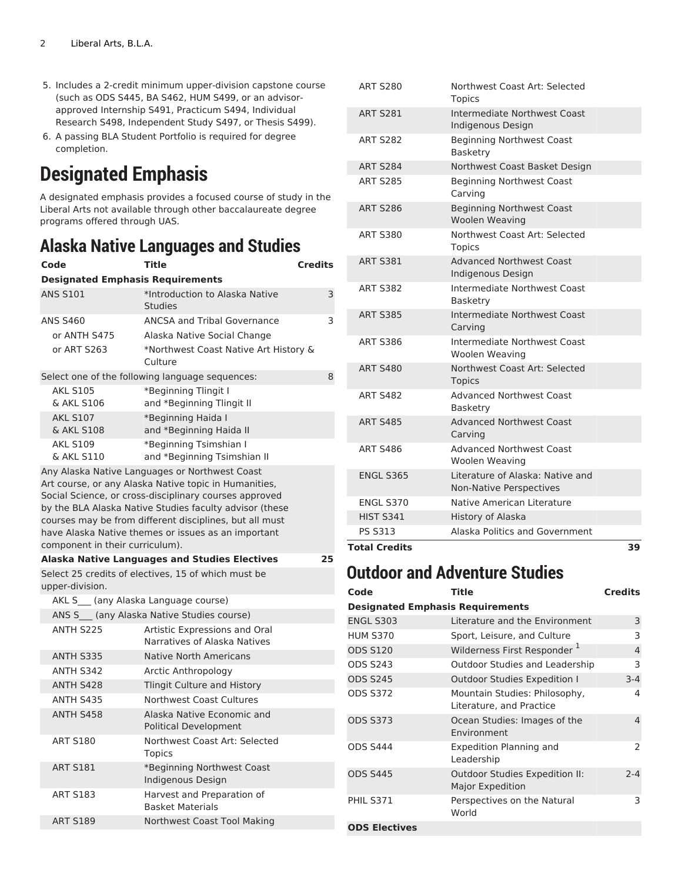5. Includes a 2-credit minimum upper-division capstone course (such as ODS S445, BA S462, HUM S499, or an advisor-approved Internship S491, Practicum S494, Individual Research S498, Independent Study S497, or Thesis S499).
6. A passing BLA Student Portfolio is required for degree completion.

# Designated Emphasis

A designated emphasis provides a focused course of study in the Liberal Arts not available through other baccalaureate degree programs offered through UAS.

## Alaska Native Languages and Studies

| Code | Title | Credits |
|---|---|---|
| **Designated Emphasis Requirements** | | |
| ANS S101 | *Introduction to Alaska Native Studies | 3 |
| ANS S460 | ANCSA and Tribal Governance | 3 |
| or ANTH S475 | Alaska Native Social Change | |
| or ART S263 | *Northwest Coast Native Art History & Culture | |
| Select one of the following language sequences: | | 8 |
| AKL S105 & AKL S106 | *Beginning Tlingit I and *Beginning Tlingit II | |
| AKL S107 & AKL S108 | *Beginning Haida I and *Beginning Haida II | |
| AKL S109 & AKL S110 | *Beginning Tsimshian I and *Beginning Tsimshian II | |
| Any Alaska Native Languages or Northwest Coast Art course, or any Alaska Native topic in Humanities, Social Science, or cross-disciplinary courses approved by the BLA Alaska Native Studies faculty advisor (these courses may be from different disciplines, but all must have Alaska Native themes or issues as an important component in their curriculum). | | |
| **Alaska Native Languages and Studies Electives** | | **25** |
| Select 25 credits of electives, 15 of which must be upper-division. | | |
| AKL S___ (any Alaska Language course) | | |
| ANS S___ (any Alaska Native Studies course) | | |
| ANTH S225 | Artistic Expressions and Oral Narratives of Alaska Natives | |
| ANTH S335 | Native North Americans | |
| ANTH S342 | Arctic Anthropology | |
| ANTH S428 | Tlingit Culture and History | |
| ANTH S435 | Northwest Coast Cultures | |
| ANTH S458 | Alaska Native Economic and Political Development | |
| ART S180 | Northwest Coast Art: Selected Topics | |
| ART S181 | *Beginning Northwest Coast Indigenous Design | |
| ART S183 | Harvest and Preparation of Basket Materials | |
| ART S189 | Northwest Coast Tool Making | |
| ART S280 | Northwest Coast Art: Selected Topics | |
| ART S281 | Intermediate Northwest Coast Indigenous Design | |
| ART S282 | Beginning Northwest Coast Basketry | |
| ART S284 | Northwest Coast Basket Design | |
| ART S285 | Beginning Northwest Coast Carving | |
| ART S286 | Beginning Northwest Coast Woolen Weaving | |
| ART S380 | Northwest Coast Art: Selected Topics | |
| ART S381 | Advanced Northwest Coast Indigenous Design | |
| ART S382 | Intermediate Northwest Coast Basketry | |
| ART S385 | Intermediate Northwest Coast Carving | |
| ART S386 | Intermediate Northwest Coast Woolen Weaving | |
| ART S480 | Northwest Coast Art: Selected Topics | |
| ART S482 | Advanced Northwest Coast Basketry | |
| ART S485 | Advanced Northwest Coast Carving | |
| ART S486 | Advanced Northwest Coast Woolen Weaving | |
| ENGL S365 | Literature of Alaska: Native and Non-Native Perspectives | |
| ENGL S370 | Native American Literature | |
| HIST S341 | History of Alaska | |
| PS S313 | Alaska Politics and Government | |
| **Total Credits** | | **39** |

## Outdoor and Adventure Studies

| Code | Title | Credits |
|---|---|---|
| **Designated Emphasis Requirements** | | |
| ENGL S303 | Literature and the Environment | 3 |
| HUM S370 | Sport, Leisure, and Culture | 3 |
| ODS S120 | Wilderness First Responder [1] | 4 |
| ODS S243 | Outdoor Studies and Leadership | 3 |
| ODS S245 | Outdoor Studies Expedition I | 3-4 |
| ODS S372 | Mountain Studies: Philosophy, Literature, and Practice | 4 |
| ODS S373 | Ocean Studies: Images of the Environment | 4 |
| ODS S444 | Expedition Planning and Leadership | 2 |
| ODS S445 | Outdoor Studies Expedition II: Major Expedition | 2-4 |
| PHIL S371 | Perspectives on the Natural World | 3 |
| **ODS Electives** | | |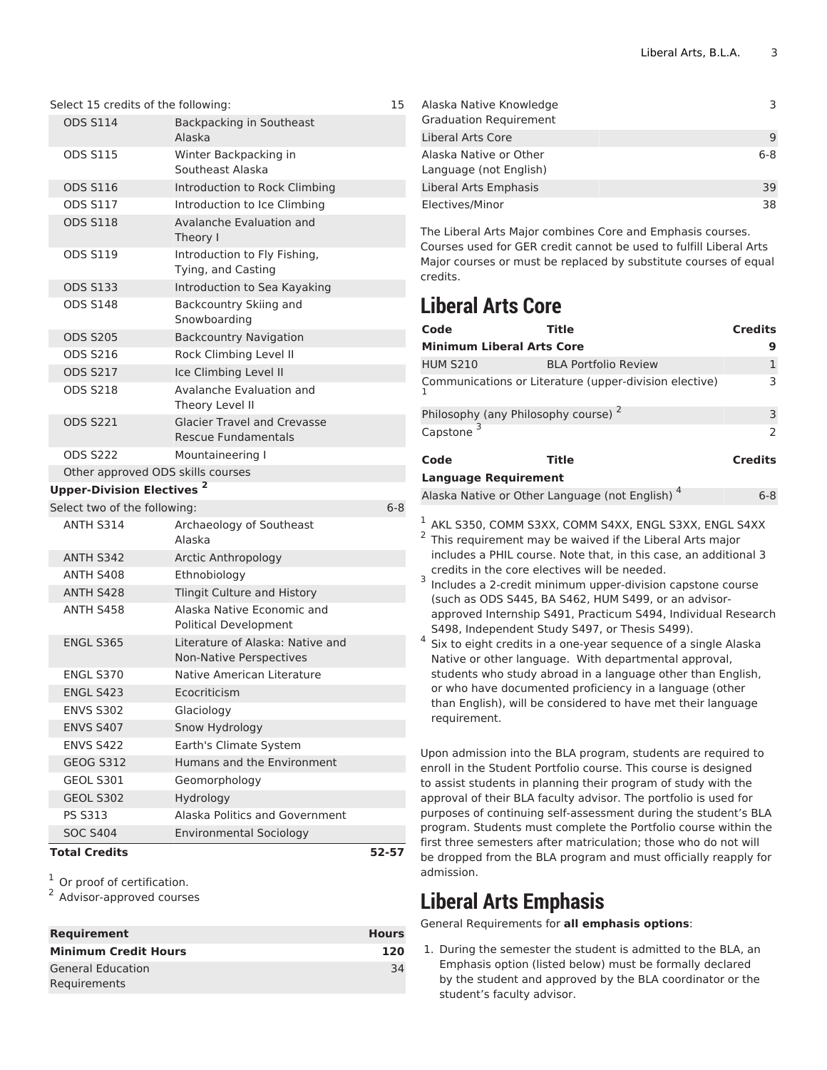| | | |
|---|---|---|
| Select 15 credits of the following: | | 15 |
| ODS S114 | Backpacking in Southeast Alaska | |
| ODS S115 | Winter Backpacking in Southeast Alaska | |
| ODS S116 | Introduction to Rock Climbing | |
| ODS S117 | Introduction to Ice Climbing | |
| ODS S118 | Avalanche Evaluation and Theory I | |
| ODS S119 | Introduction to Fly Fishing, Tying, and Casting | |
| ODS S133 | Introduction to Sea Kayaking | |
| ODS S148 | Backcountry Skiing and Snowboarding | |
| ODS S205 | Backcountry Navigation | |
| ODS S216 | Rock Climbing Level II | |
| ODS S217 | Ice Climbing Level II | |
| ODS S218 | Avalanche Evaluation and Theory Level II | |
| ODS S221 | Glacier Travel and Crevasse Rescue Fundamentals | |
| ODS S222 | Mountaineering I | |
| Other approved ODS skills courses | | |
| **Upper-Division Electives** [2] | | |
| Select two of the following: | | 6-8 |
| ANTH S314 | Archaeology of Southeast Alaska | |
| ANTH S342 | Arctic Anthropology | |
| ANTH S408 | Ethnobiology | |
| ANTH S428 | Tlingit Culture and History | |
| ANTH S458 | Alaska Native Economic and Political Development | |
| ENGL S365 | Literature of Alaska: Native and Non-Native Perspectives | |
| ENGL S370 | Native American Literature | |
| ENGL S423 | Ecocriticism | |
| ENVS S302 | Glaciology | |
| ENVS S407 | Snow Hydrology | |
| ENVS S422 | Earth's Climate System | |
| GEOG S312 | Humans and the Environment | |
| GEOL S301 | Geomorphology | |
| GEOL S302 | Hydrology | |
| PS S313 | Alaska Politics and Government | |
| SOC S404 | Environmental Sociology | |
| **Total Credits** | | **52-57** |

[1] Or proof of certification.
[2] Advisor-approved courses

| Requirement | Hours |
|---|---|
| **Minimum Credit Hours** | **120** |
| General Education Requirements | 34 |
| Alaska Native Knowledge Graduation Requirement | 3 |
| Liberal Arts Core | 9 |
| Alaska Native or Other Language (not English) | 6-8 |
| Liberal Arts Emphasis | 39 |
| Electives/Minor | 38 |

The Liberal Arts Major combines Core and Emphasis courses. Courses used for GER credit cannot be used to fulfill Liberal Arts Major courses or must be replaced by substitute courses of equal credits.

# Liberal Arts Core

| Code | Title | Credits |
|---|---|---|
| **Minimum Liberal Arts Core** | | **9** |
| HUM S210 | BLA Portfolio Review | 1 |
| Communications or Literature (upper-division elective) [1] | | 3 |
| Philosophy (any Philosophy course) [2] | | 3 |
| Capstone [3] | | 2 |

| Code | Title | Credits |
|---|---|---|
| **Language Requirement** | | |
| Alaska Native or Other Language (not English) [4] | | 6-8 |

[1] AKL S350, COMM S3XX, COMM S4XX, ENGL S3XX, ENGL S4XX
[2] This requirement may be waived if the Liberal Arts major includes a PHIL course. Note that, in this case, an additional 3 credits in the core electives will be needed.
[3] Includes a 2-credit minimum upper-division capstone course (such as ODS S445, BA S462, HUM S499, or an advisor-approved Internship S491, Practicum S494, Individual Research S498, Independent Study S497, or Thesis S499).
[4] Six to eight credits in a one-year sequence of a single Alaska Native or other language. With departmental approval, students who study abroad in a language other than English, or who have documented proficiency in a language (other than English), will be considered to have met their language requirement.

Upon admission into the BLA program, students are required to enroll in the Student Portfolio course. This course is designed to assist students in planning their program of study with the approval of their BLA faculty advisor. The portfolio is used for purposes of continuing self-assessment during the student's BLA program. Students must complete the Portfolio course within the first three semesters after matriculation; those who do not will be dropped from the BLA program and must officially reapply for admission.

# Liberal Arts Emphasis

General Requirements for **all emphasis options**:

1. During the semester the student is admitted to the BLA, an Emphasis option (listed below) must be formally declared by the student and approved by the BLA coordinator or the student's faculty advisor.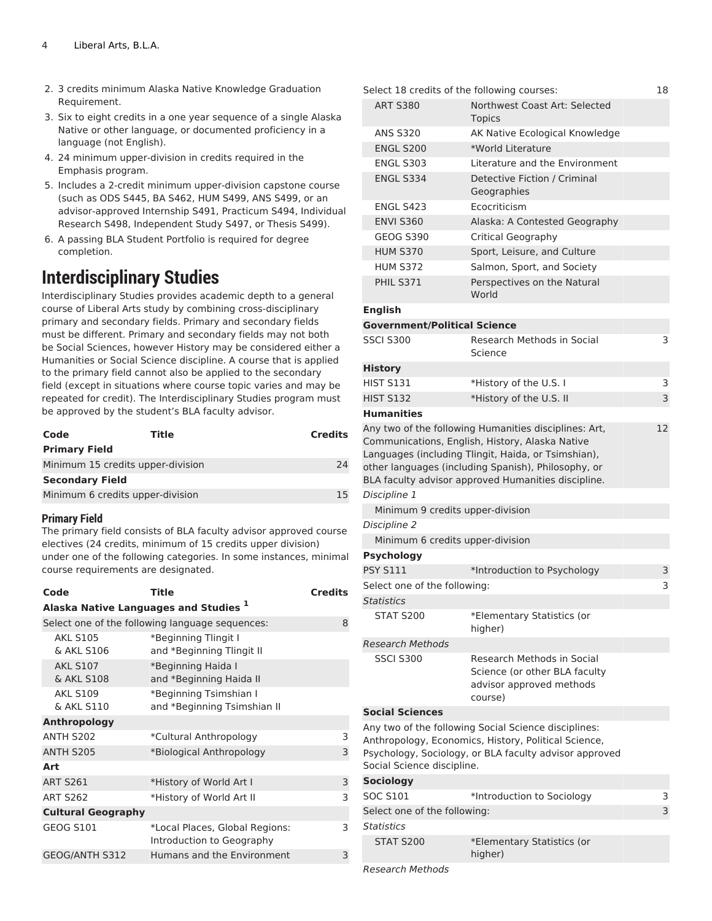2. 3 credits minimum Alaska Native Knowledge Graduation Requirement.
3. Six to eight credits in a one year sequence of a single Alaska Native or other language, or documented proficiency in a language (not English).
4. 24 minimum upper-division in credits required in the Emphasis program.
5. Includes a 2-credit minimum upper-division capstone course (such as ODS S445, BA S462, HUM S499, ANS S499, or an advisor-approved Internship S491, Practicum S494, Individual Research S498, Independent Study S497, or Thesis S499).
6. A passing BLA Student Portfolio is required for degree completion.

## Interdisciplinary Studies

Interdisciplinary Studies provides academic depth to a general course of Liberal Arts study by combining cross-disciplinary primary and secondary fields. Primary and secondary fields must be different. Primary and secondary fields may not both be Social Sciences, however History may be considered either a Humanities or Social Science discipline. A course that is applied to the primary field cannot also be applied to the secondary field (except in situations where course topic varies and may be repeated for credit). The Interdisciplinary Studies program must be approved by the student's BLA faculty advisor.

| Code | Title | Credits |
|---|---|---|
| **Primary Field** | | |
| Minimum 15 credits upper-division | | 24 |
| **Secondary Field** | | |
| Minimum 6 credits upper-division | | 15 |

### Primary Field

The primary field consists of BLA faculty advisor approved course electives (24 credits, minimum of 15 credits upper division) under one of the following categories. In some instances, minimal course requirements are designated.

| Code | Title | Credits |
|---|---|---|
| **Alaska Native Languages and Studies** [1] | | |
| Select one of the following language sequences: | | 8 |
| AKL S105 & AKL S106 | *Beginning Tlingit I and *Beginning Tlingit II | |
| AKL S107 & AKL S108 | *Beginning Haida I and *Beginning Haida II | |
| AKL S109 & AKL S110 | *Beginning Tsimshian I and *Beginning Tsimshian II | |
| **Anthropology** | | |
| ANTH S202 | *Cultural Anthropology | 3 |
| ANTH S205 | *Biological Anthropology | 3 |
| **Art** | | |
| ART S261 | *History of World Art I | 3 |
| ART S262 | *History of World Art II | 3 |
| **Cultural Geography** | | |
| GEOG S101 | *Local Places, Global Regions: Introduction to Geography | 3 |
| GEOG/ANTH S312 | Humans and the Environment | 3 |
| Select 18 credits of the following courses: | | 18 |
| ART S380 | Northwest Coast Art: Selected Topics | |
| ANS S320 | AK Native Ecological Knowledge | |
| ENGL S200 | *World Literature | |
| ENGL S303 | Literature and the Environment | |
| ENGL S334 | Detective Fiction / Criminal Geographies | |
| ENGL S423 | Ecocriticism | |
| ENVI S360 | Alaska: A Contested Geography | |
| GEOG S390 | Critical Geography | |
| HUM S370 | Sport, Leisure, and Culture | |
| HUM S372 | Salmon, Sport, and Society | |
| PHIL S371 | Perspectives on the Natural World | |
| **English** | | |
| **Government/Political Science** | | |
| SSCI S300 | Research Methods in Social Science | 3 |
| **History** | | |
| HIST S131 | *History of the U.S. I | 3 |
| HIST S132 | *History of the U.S. II | 3 |
| **Humanities** | | |
| Any two of the following Humanities disciplines: Art, Communications, English, History, Alaska Native Languages (including Tlingit, Haida, or Tsimshian), other languages (including Spanish), Philosophy, or BLA faculty advisor approved Humanities discipline. | | 12 |
| *Discipline 1* | | |
| Minimum 9 credits upper-division | | |
| *Discipline 2* | | |
| Minimum 6 credits upper-division | | |
| **Psychology** | | |
| PSY S111 | *Introduction to Psychology | 3 |
| Select one of the following: | | 3 |
| *Statistics* | | |
| STAT S200 | *Elementary Statistics (or higher) | |
| *Research Methods* | | |
| SSCI S300 | Research Methods in Social Science (or other BLA faculty advisor approved methods course) | |
| **Social Sciences** | | |
| Any two of the following Social Science disciplines: Anthropology, Economics, History, Political Science, Psychology, Sociology, or BLA faculty advisor approved Social Science discipline. | | |
| **Sociology** | | |
| SOC S101 | *Introduction to Sociology | 3 |
| Select one of the following: | | 3 |
| *Statistics* | | |
| STAT S200 | *Elementary Statistics (or higher) | |
| *Research Methods* | | |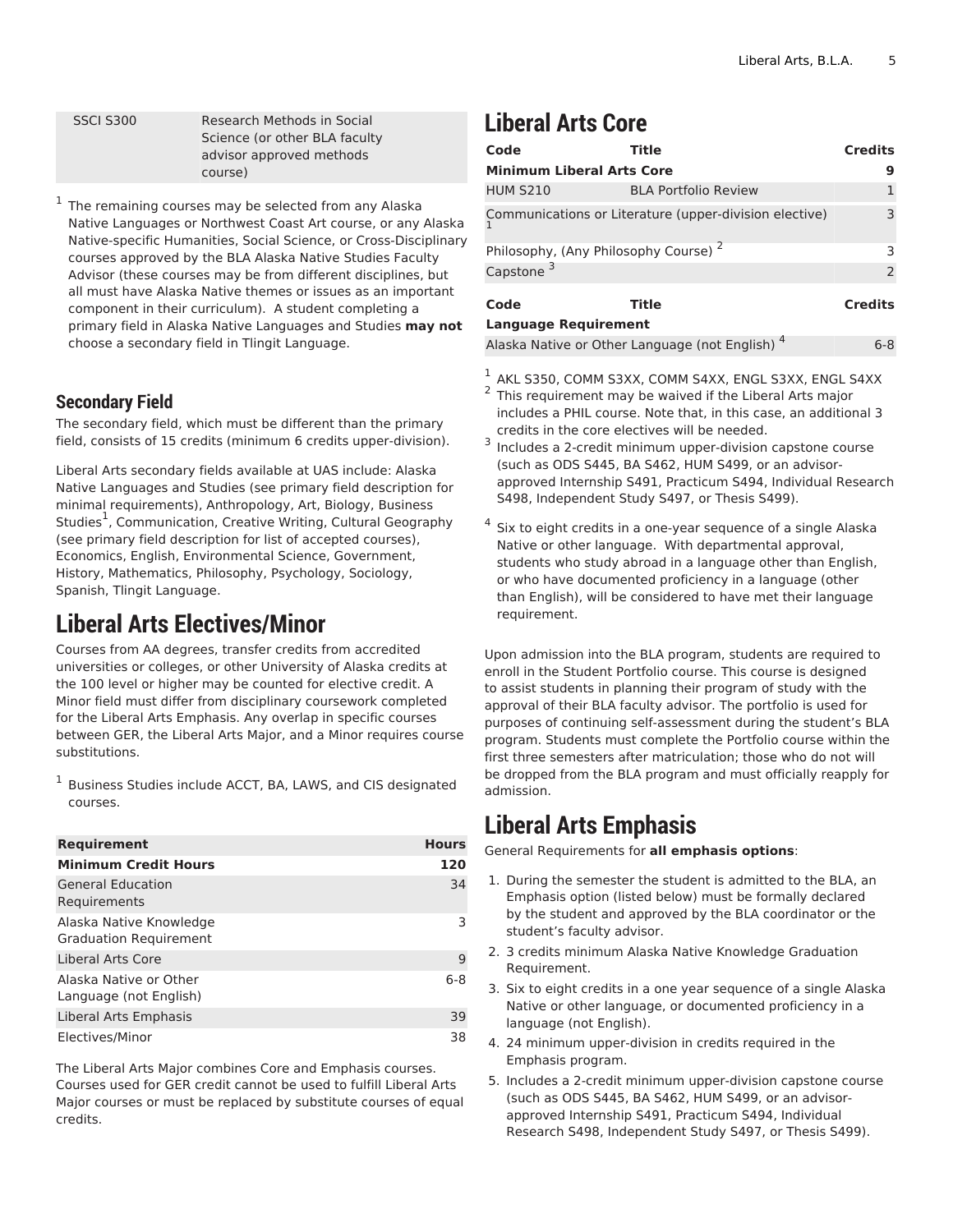| SSCI S300 | Research Methods in Social Science (or other BLA faculty advisor approved methods course) |
|---|---|

[1] The remaining courses may be selected from any Alaska Native Languages or Northwest Coast Art course, or any Alaska Native-specific Humanities, Social Science, or Cross-Disciplinary courses approved by the BLA Alaska Native Studies Faculty Advisor (these courses may be from different disciplines, but all must have Alaska Native themes or issues as an important component in their curriculum). A student completing a primary field in Alaska Native Languages and Studies **may not** choose a secondary field in Tlingit Language.

## Secondary Field

The secondary field, which must be different than the primary field, consists of 15 credits (minimum 6 credits upper-division).

Liberal Arts secondary fields available at UAS include: Alaska Native Languages and Studies (see primary field description for minimal requirements), Anthropology, Art, Biology, Business Studies[1], Communication, Creative Writing, Cultural Geography (see primary field description for list of accepted courses), Economics, English, Environmental Science, Government, History, Mathematics, Philosophy, Psychology, Sociology, Spanish, Tlingit Language.

# Liberal Arts Electives/Minor

Courses from AA degrees, transfer credits from accredited universities or colleges, or other University of Alaska credits at the 100 level or higher may be counted for elective credit. A Minor field must differ from disciplinary coursework completed for the Liberal Arts Emphasis. Any overlap in specific courses between GER, the Liberal Arts Major, and a Minor requires course substitutions.

[1] Business Studies include ACCT, BA, LAWS, and CIS designated courses.

| Requirement | Hours |
|---|---|
| **Minimum Credit Hours** | **120** |
| General Education Requirements | 34 |
| Alaska Native Knowledge Graduation Requirement | 3 |
| Liberal Arts Core | 9 |
| Alaska Native or Other Language (not English) | 6-8 |
| Liberal Arts Emphasis | 39 |
| Electives/Minor | 38 |

The Liberal Arts Major combines Core and Emphasis courses. Courses used for GER credit cannot be used to fulfill Liberal Arts Major courses or must be replaced by substitute courses of equal credits.

# Liberal Arts Core

| Code | Title | Credits |
|---|---|---|
| **Minimum Liberal Arts Core** | | **9** |
| HUM S210 | BLA Portfolio Review | 1 |
| Communications or Literature (upper-division elective) [1] | | 3 |
| Philosophy, (Any Philosophy Course) [2] | | 3 |
| Capstone [3] | | 2 |

| Code | Title | Credits |
|---|---|---|
| **Language Requirement** | | |
| Alaska Native or Other Language (not English) [4] | | 6-8 |

[1] AKL S350, COMM S3XX, COMM S4XX, ENGL S3XX, ENGL S4XX

[2] This requirement may be waived if the Liberal Arts major includes a PHIL course. Note that, in this case, an additional 3 credits in the core electives will be needed.

[3] Includes a 2-credit minimum upper-division capstone course (such as ODS S445, BA S462, HUM S499, or an advisor-approved Internship S491, Practicum S494, Individual Research S498, Independent Study S497, or Thesis S499).

[4] Six to eight credits in a one-year sequence of a single Alaska Native or other language. With departmental approval, students who study abroad in a language other than English, or who have documented proficiency in a language (other than English), will be considered to have met their language requirement.

Upon admission into the BLA program, students are required to enroll in the Student Portfolio course. This course is designed to assist students in planning their program of study with the approval of their BLA faculty advisor. The portfolio is used for purposes of continuing self-assessment during the student's BLA program. Students must complete the Portfolio course within the first three semesters after matriculation; those who do not will be dropped from the BLA program and must officially reapply for admission.

# Liberal Arts Emphasis

General Requirements for **all emphasis options**:

1. During the semester the student is admitted to the BLA, an Emphasis option (listed below) must be formally declared by the student and approved by the BLA coordinator or the student's faculty advisor.
2. 3 credits minimum Alaska Native Knowledge Graduation Requirement.
3. Six to eight credits in a one year sequence of a single Alaska Native or other language, or documented proficiency in a language (not English).
4. 24 minimum upper-division in credits required in the Emphasis program.
5. Includes a 2-credit minimum upper-division capstone course (such as ODS S445, BA S462, HUM S499, or an advisor-approved Internship S491, Practicum S494, Individual Research S498, Independent Study S497, or Thesis S499).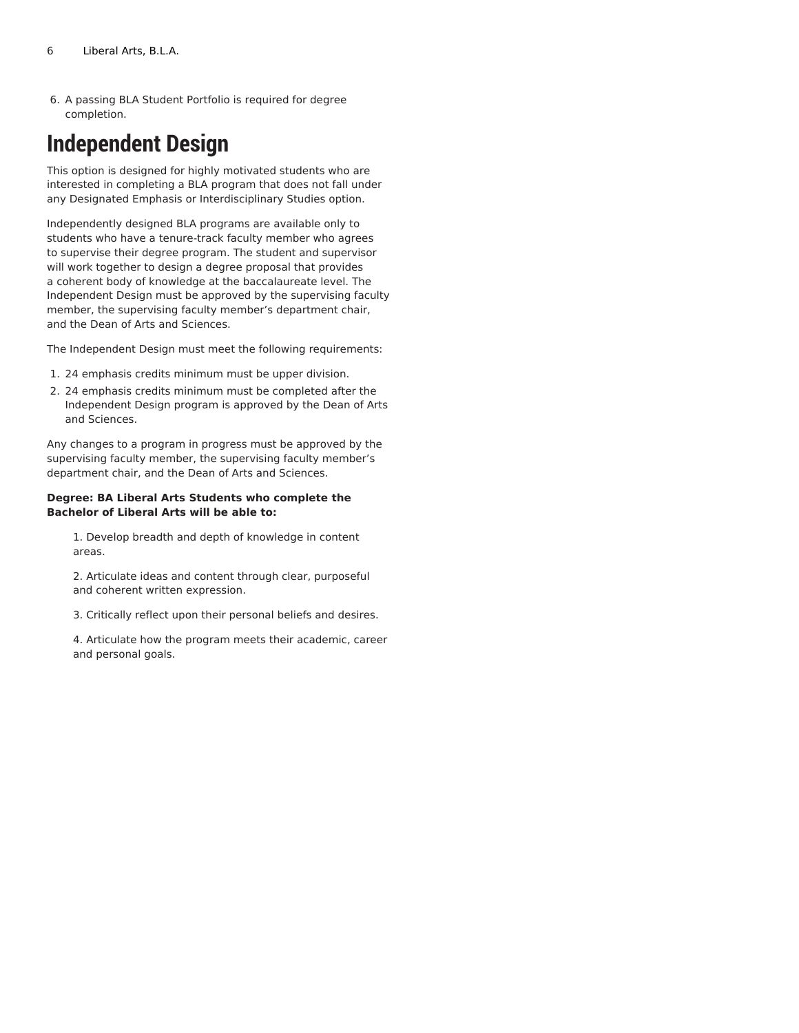6. A passing BLA Student Portfolio is required for degree completion.

# Independent Design

This option is designed for highly motivated students who are interested in completing a BLA program that does not fall under any Designated Emphasis or Interdisciplinary Studies option.

Independently designed BLA programs are available only to students who have a tenure-track faculty member who agrees to supervise their degree program. The student and supervisor will work together to design a degree proposal that provides a coherent body of knowledge at the baccalaureate level. The Independent Design must be approved by the supervising faculty member, the supervising faculty member's department chair, and the Dean of Arts and Sciences.

The Independent Design must meet the following requirements:

1. 24 emphasis credits minimum must be upper division.
2. 24 emphasis credits minimum must be completed after the Independent Design program is approved by the Dean of Arts and Sciences.

Any changes to a program in progress must be approved by the supervising faculty member, the supervising faculty member's department chair, and the Dean of Arts and Sciences.

**Degree: BA Liberal Arts Students who complete the Bachelor of Liberal Arts will be able to:**

1. Develop breadth and depth of knowledge in content areas.

2. Articulate ideas and content through clear, purposeful and coherent written expression.

3. Critically reflect upon their personal beliefs and desires.

4. Articulate how the program meets their academic, career and personal goals.